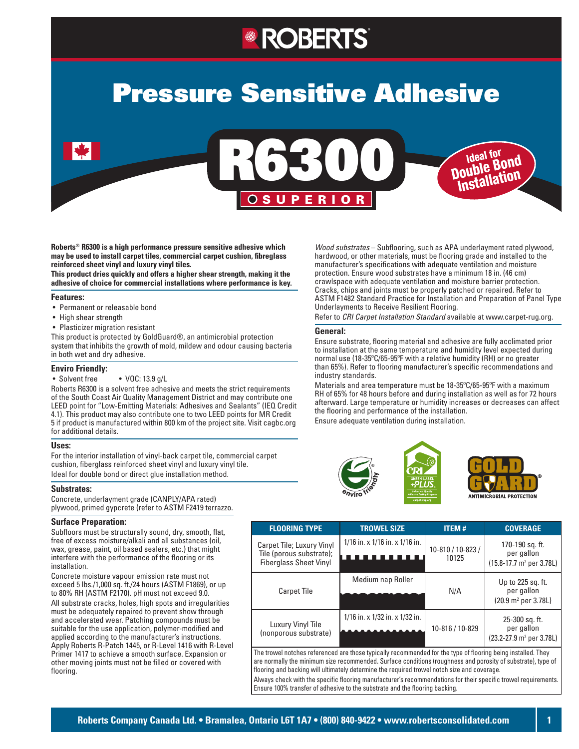# Pressure Sensitive Adhesive

## R6300

SUPERIOR

Ideal for Double Bond Installation

**Roberts® R6300 is a high performance pressure sensitive adhesive which may be used to install carpet tiles, commercial carpet cushion, fibreglass reinforced sheet vinyl and luxury vinyl tiles.**

**This product dries quickly and offers a higher shear strength, making it the adhesive of choice for commercial installations where performance is key.**

### Features:

- Permanent or releasable bond
- High shear strength
- Plasticizer migration resistant

This product is protected by GoldGuard®, an antimicrobial protection system that inhibits the growth of mold, mildew and odour causing bacteria in both wet and dry adhesive.

### Enviro Friendly:

- Solvent free
- VOC: 13.9 g/L

Roberts R6300 is a solvent free adhesive and meets the strict requirements of the South Coast Air Quality Management District and may contribute one LEED point for "Low-Emitting Materials: Adhesives and Sealants" (IEQ Credit 4.1). This product may also contribute one to two LEED points for MR Credit 5 if product is manufactured within 800 km of the project site. Visit cagbc.org for additional details.

### Uses:

For the interior installation of vinyl-back carpet tile, commercial carpet cushion, fiberglass reinforced sheet vinyl and luxury vinyl tile.
Ideal for double bond or direct glue installation method.

### Substrates:

Concrete, underlayment grade (CANPLY/APA rated) plywood, primed gypcrete (refer to ASTM F2419 terrazzo.

### Surface Preparation:

Subfloors must be structurally sound, dry, smooth, flat, free of excess moisture/alkali and all substances (oil, wax, grease, paint, oil based sealers, etc.) that might interfere with the performance of the flooring or its installation.

Concrete moisture vapour emission rate must not exceed 5 lbs./1,000 sq. ft./24 hours (ASTM F1869), or up to 80% RH (ASTM F2170). pH must not exceed 9.0.

All substrate cracks, holes, high spots and irregularities must be adequately repaired to prevent show through and accelerated wear. Patching compounds must be suitable for the use application, polymer-modified and applied according to the manufacturer's instructions. Apply Roberts R-Patch 1445, or R-Level 1416 with R-Level Primer 1417 to achieve a smooth surface. Expansion or other moving joints must not be filled or covered with flooring.

*Wood substrates* – Subflooring, such as APA underlayment rated plywood, hardwood, or other materials, must be flooring grade and installed to the manufacturer's specifications with adequate ventilation and moisture protection. Ensure wood substrates have a minimum 18 in. (46 cm) crawlspace with adequate ventilation and moisture barrier protection. Cracks, chips and joints must be properly patched or repaired. Refer to ASTM F1482 Standard Practice for Installation and Preparation of Panel Type Underlayments to Receive Resilient Flooring.

Refer to *CRI Carpet Installation Standard* available at www.carpet-rug.org.

### General:

Ensure substrate, flooring material and adhesive are fully acclimated prior to installation at the same temperature and humidity level expected during normal use (18-35ºC/65-95ºF with a relative humidity (RH) or no greater than 65%). Refer to flooring manufacturer's specific recommendations and industry standards.

Materials and area temperature must be 18-35ºC/65-95ºF with a maximum RH of 65% for 48 hours before and during installation as well as for 72 hours afterward. Large temperature or humidity increases or decreases can affect the flooring and performance of the installation.

Ensure adequate ventilation during installation.

| FLOORING TYPE | TROWEL SIZE | ITEM # | COVERAGE |
|---|---|---|---|
| Carpet Tile; Luxury Vinyl Tile (porous substrate); Fiberglass Sheet Vinyl | 1/16 in. x 1/16 in. x 1/16 in. | 10-810 / 10-823 / 10125 | 170-190 sq. ft. per gallon (15.8-17.7 m² per 3.78L) |
| Carpet Tile | Medium nap Roller | N/A | Up to 225 sq. ft. per gallon (20.9 m² per 3.78L) |
| Luxury Vinyl Tile (nonporous substrate) | 1/16 in. x 1/32 in. x 1/32 in. | 10-816 / 10-829 | 25-300 sq. ft. per gallon (23.2-27.9 m² per 3.78L) |

The trowel notches referenced are those typically recommended for the type of flooring being installed. They are normally the minimum size recommended. Surface conditions (roughness and porosity of substrate), type of flooring and backing will ultimately determine the required trowel notch size and coverage.

Always check with the specific flooring manufacturer's recommendations for their specific trowel requirements. Ensure 100% transfer of adhesive to the substrate and the flooring backing.

Roberts Company Canada Ltd. • Bramalea, Ontario L6T 1A7 • (800) 840-9422 • www.robertsconsolidated.com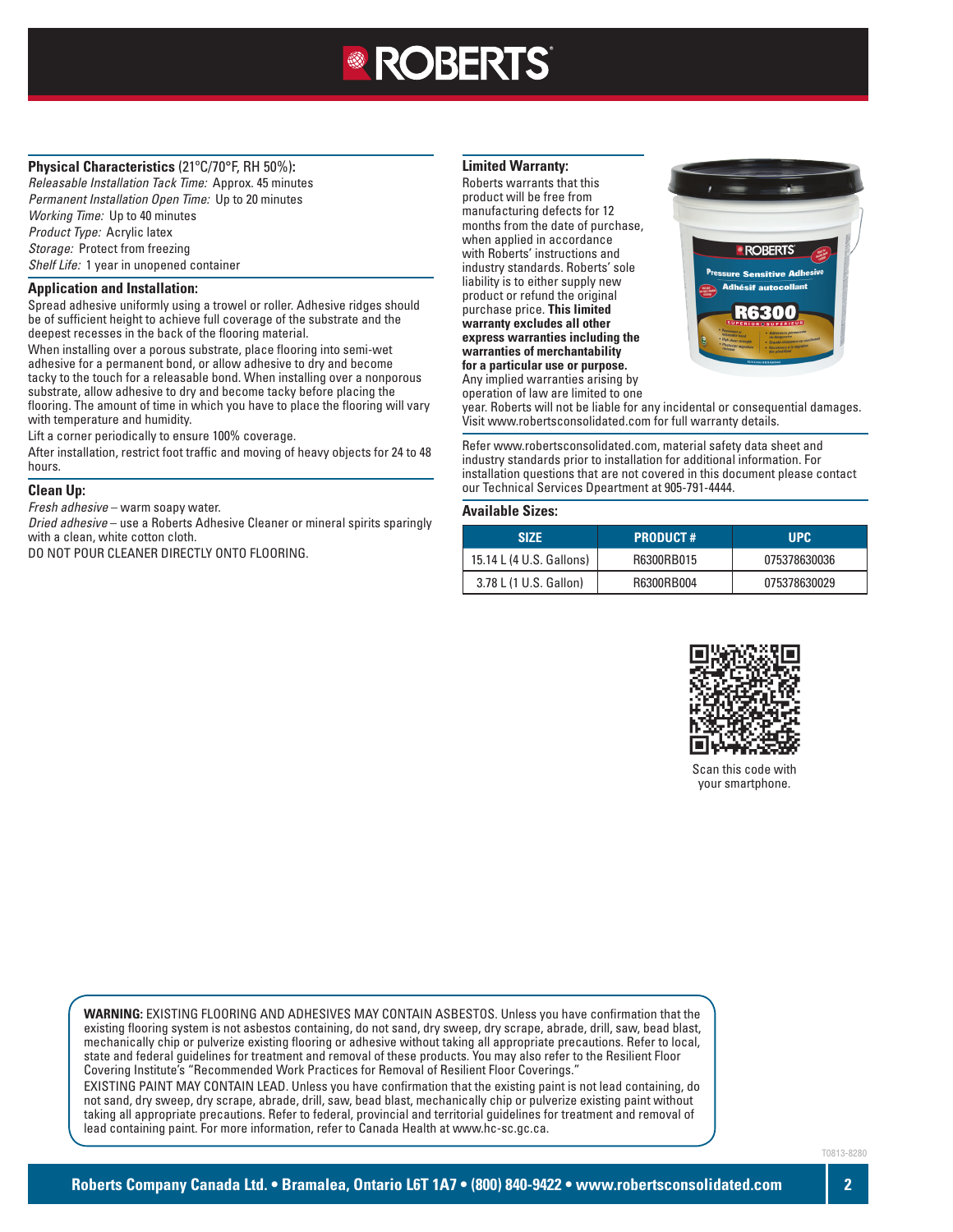## Physical Characteristics (21°C/70°F, RH 50%):

*Releasable Installation Tack Time:* Approx. 45 minutes
*Permanent Installation Open Time:* Up to 20 minutes
*Working Time:* Up to 40 minutes
*Product Type:* Acrylic latex
*Storage:* Protect from freezing
*Shelf Life:* 1 year in unopened container

## Application and Installation:

Spread adhesive uniformly using a trowel or roller. Adhesive ridges should be of sufficient height to achieve full coverage of the substrate and the deepest recesses in the back of the flooring material.

When installing over a porous substrate, place flooring into semi-wet adhesive for a permanent bond, or allow adhesive to dry and become tacky to the touch for a releasable bond. When installing over a nonporous substrate, allow adhesive to dry and become tacky before placing the flooring. The amount of time in which you have to place the flooring will vary with temperature and humidity.

Lift a corner periodically to ensure 100% coverage.

After installation, restrict foot traffic and moving of heavy objects for 24 to 48 hours.

## Clean Up:

*Fresh adhesive* – warm soapy water.

*Dried adhesive* – use a Roberts Adhesive Cleaner or mineral spirits sparingly with a clean, white cotton cloth.

DO NOT POUR CLEANER DIRECTLY ONTO FLOORING.

## Limited Warranty:

Roberts warrants that this product will be free from manufacturing defects for 12 months from the date of purchase, when applied in accordance with Roberts' instructions and industry standards. Roberts' sole liability is to either supply new product or refund the original purchase price. **This limited warranty excludes all other express warranties including the warranties of merchantability for a particular use or purpose.** Any implied warranties arising by operation of law are limited to one year. Roberts will not be liable for any incidental or consequential damages. Visit www.robertsconsolidated.com for full warranty details.

Refer www.robertsconsolidated.com, material safety data sheet and industry standards prior to installation for additional information. For installation questions that are not covered in this document please contact our Technical Services Dpeartment at 905-791-4444.

## Available Sizes:

| SIZE | PRODUCT # | UPC |
| --- | --- | --- |
| 15.14 L (4 U.S. Gallons) | R6300RB015 | 075378630036 |
| 3.78 L (1 U.S. Gallon) | R6300RB004 | 075378630029 |

Scan this code with your smartphone.

**WARNING:** EXISTING FLOORING AND ADHESIVES MAY CONTAIN ASBESTOS. Unless you have confirmation that the existing flooring system is not asbestos containing, do not sand, dry sweep, dry scrape, abrade, drill, saw, bead blast, mechanically chip or pulverize existing flooring or adhesive without taking all appropriate precautions. Refer to local, state and federal guidelines for treatment and removal of these products. You may also refer to the Resilient Floor Covering Institute's "Recommended Work Practices for Removal of Resilient Floor Coverings."

EXISTING PAINT MAY CONTAIN LEAD. Unless you have confirmation that the existing paint is not lead containing, do not sand, dry sweep, dry scrape, abrade, drill, saw, bead blast, mechanically chip or pulverize existing paint without taking all appropriate precautions. Refer to federal, provincial and territorial guidelines for treatment and removal of lead containing paint. For more information, refer to Canada Health at www.hc-sc.gc.ca.

T0813-8280

**Roberts Company Canada Ltd. • Bramalea, Ontario L6T 1A7 • (800) 840-9422 • www.robertsconsolidated.com**